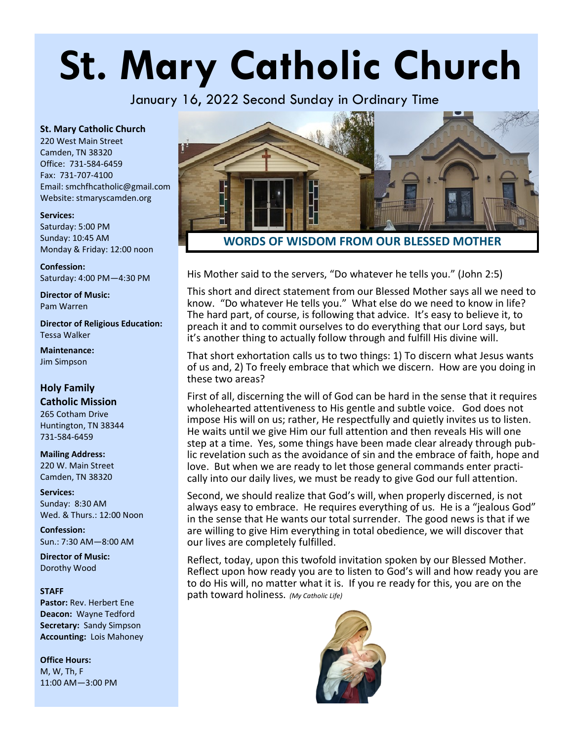# St. Mary Catholic Church

January 16, 2022 Second Sunday in Ordinary Time

**St. Mary Catholic Church**
220 West Main Street
Camden, TN 38320
Office: 731-584-6459
Fax: 731-707-4100
Email: smchfhcatholic@gmail.com
Website: stmaryscamden.org

**Services:**
Saturday: 5:00 PM
Sunday: 10:45 AM
Monday & Friday: 12:00 noon

**Confession:**
Saturday: 4:00 PM—4:30 PM

**Director of Music:**
Pam Warren

**Director of Religious Education:**
Tessa Walker

**Maintenance:**
Jim Simpson

### Holy Family Catholic Mission

265 Cotham Drive
Huntington, TN 38344
731-584-6459

**Mailing Address:**
220 W. Main Street
Camden, TN 38320

**Services:**
Sunday: 8:30 AM
Wed. & Thurs.: 12:00 Noon

**Confession:**
Sun.: 7:30 AM—8:00 AM

**Director of Music:**
Dorothy Wood

**STAFF**
**Pastor:** Rev. Herbert Ene
**Deacon:** Wayne Tedford
**Secretary:** Sandy Simpson
**Accounting:** Lois Mahoney

**Office Hours:**
M, W, Th, F
11:00 AM—3:00 PM

## WORDS OF WISDOM FROM OUR BLESSED MOTHER

His Mother said to the servers, "Do whatever he tells you." (John 2:5)

This short and direct statement from our Blessed Mother says all we need to know. "Do whatever He tells you." What else do we need to know in life? The hard part, of course, is following that advice. It's easy to believe it, to preach it and to commit ourselves to do everything that our Lord says, but it's another thing to actually follow through and fulfill His divine will.

That short exhortation calls us to two things: 1) To discern what Jesus wants of us and, 2) To freely embrace that which we discern. How are you doing in these two areas?

First of all, discerning the will of God can be hard in the sense that it requires wholehearted attentiveness to His gentle and subtle voice. God does not impose His will on us; rather, He respectfully and quietly invites us to listen. He waits until we give Him our full attention and then reveals His will one step at a time. Yes, some things have been made clear already through public revelation such as the avoidance of sin and the embrace of faith, hope and love. But when we are ready to let those general commands enter practically into our daily lives, we must be ready to give God our full attention.

Second, we should realize that God's will, when properly discerned, is not always easy to embrace. He requires everything of us. He is a "jealous God" in the sense that He wants our total surrender. The good news is that if we are willing to give Him everything in total obedience, we will discover that our lives are completely fulfilled.

Reflect, today, upon this twofold invitation spoken by our Blessed Mother. Reflect upon how ready you are to listen to God's will and how ready you are to do His will, no matter what it is. If you re ready for this, you are on the path toward holiness. *(My Catholic Life)*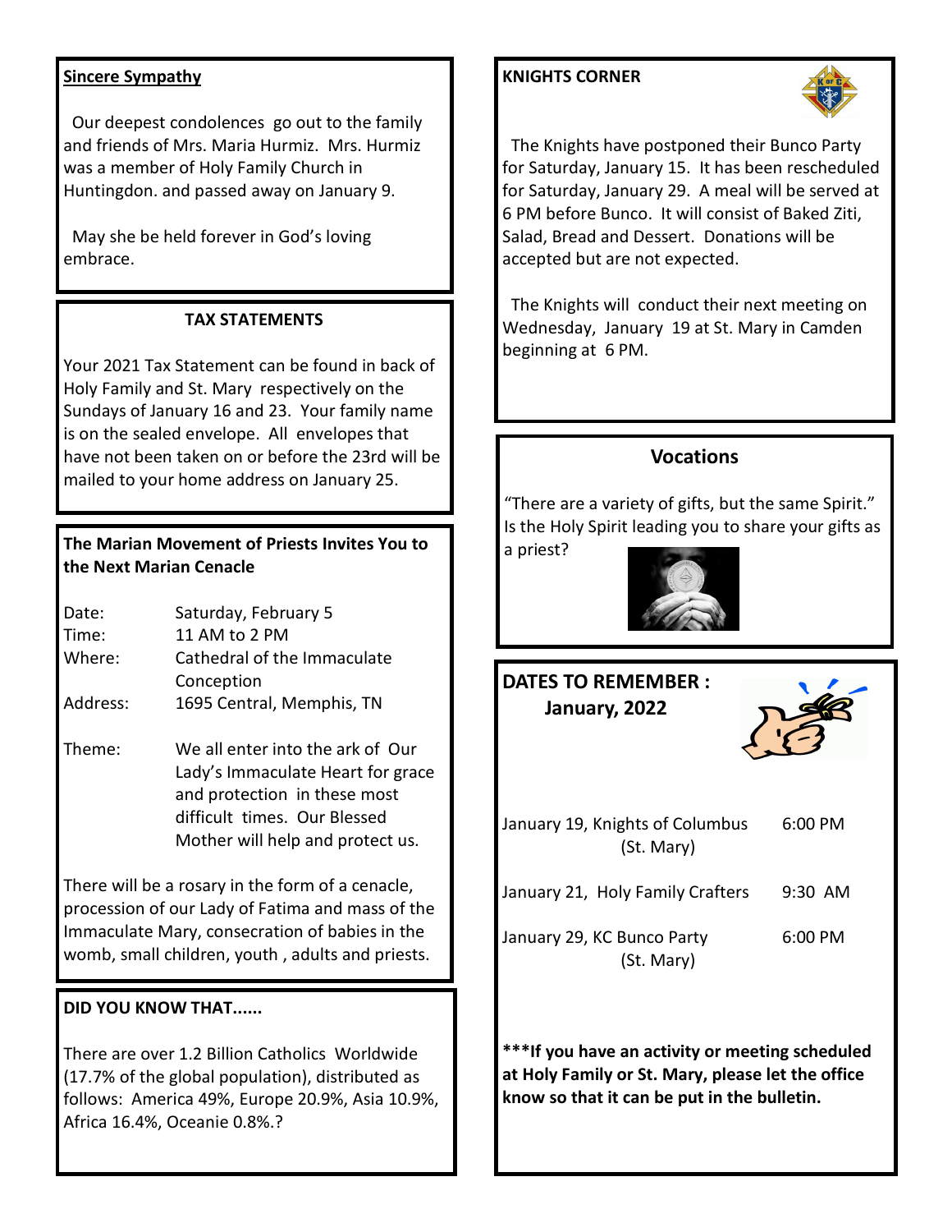## Sincere Sympathy

Our deepest condolences go out to the family and friends of Mrs. Maria Hurmiz. Mrs. Hurmiz was a member of Holy Family Church in Huntingdon. and passed away on January 9.

May she be held forever in God's loving embrace.

## TAX STATEMENTS

Your 2021 Tax Statement can be found in back of Holy Family and St. Mary respectively on the Sundays of January 16 and 23. Your family name is on the sealed envelope. All envelopes that have not been taken on or before the 23rd will be mailed to your home address on January 25.

## The Marian Movement of Priests Invites You to the Next Marian Cenacle

| | |
|---|---|
| Date: | Saturday, February 5 |
| Time: | 11 AM to 2 PM |
| Where: | Cathedral of the Immaculate Conception |
| Address: | 1695 Central, Memphis, TN |
| Theme: | We all enter into the ark of Our Lady's Immaculate Heart for grace and protection in these most difficult times. Our Blessed Mother will help and protect us. |

There will be a rosary in the form of a cenacle, procession of our Lady of Fatima and mass of the Immaculate Mary, consecration of babies in the womb, small children, youth , adults and priests.

## DID YOU KNOW THAT......

There are over 1.2 Billion Catholics Worldwide (17.7% of the global population), distributed as follows: America 49%, Europe 20.9%, Asia 10.9%, Africa 16.4%, Oceanie 0.8%.?

## KNIGHTS CORNER

The Knights have postponed their Bunco Party for Saturday, January 15. It has been rescheduled for Saturday, January 29. A meal will be served at 6 PM before Bunco. It will consist of Baked Ziti, Salad, Bread and Dessert. Donations will be accepted but are not expected.

The Knights will conduct their next meeting on Wednesday, January 19 at St. Mary in Camden beginning at 6 PM.

## Vocations

"There are a variety of gifts, but the same Spirit." Is the Holy Spirit leading you to share your gifts as a priest?

## DATES TO REMEMBER : January, 2022

| | |
|---|---|
| January 19, Knights of Columbus (St. Mary) | 6:00 PM |
| January 21, Holy Family Crafters | 9:30 AM |
| January 29, KC Bunco Party (St. Mary) | 6:00 PM |

**\*\*\*If you have an activity or meeting scheduled at Holy Family or St. Mary, please let the office know so that it can be put in the bulletin.**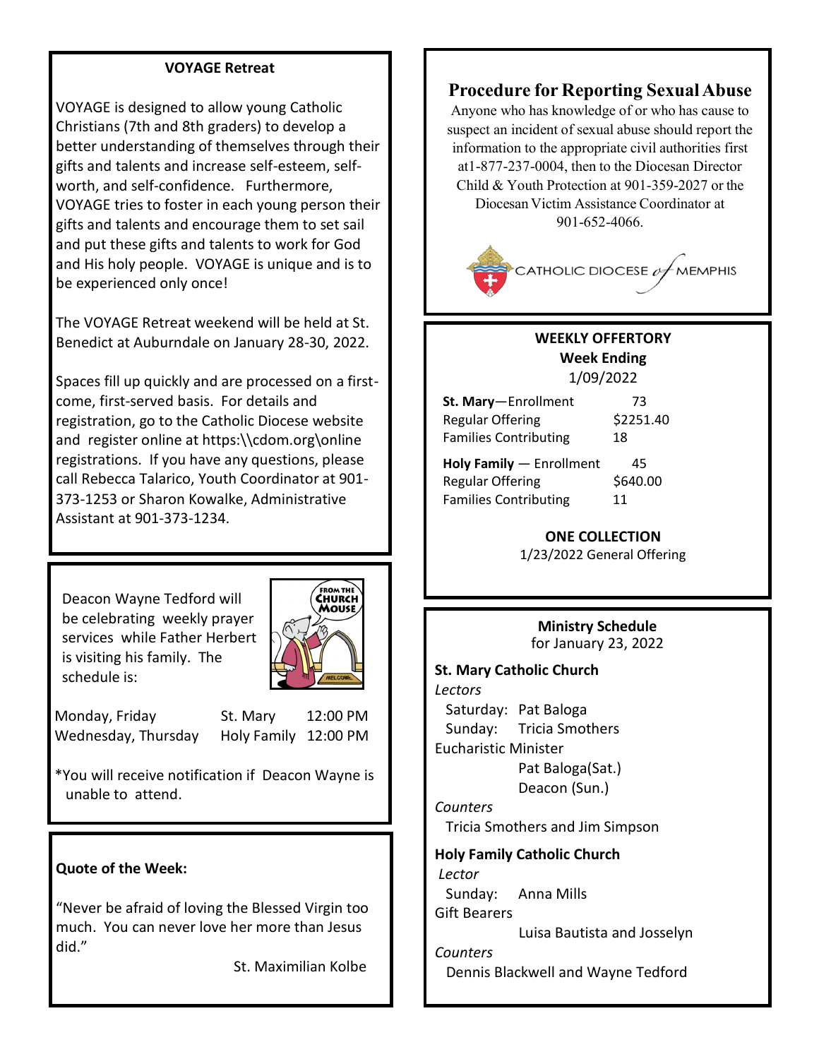## VOYAGE Retreat

VOYAGE is designed to allow young Catholic Christians (7th and 8th graders) to develop a better understanding of themselves through their gifts and talents and increase self-esteem, self-worth, and self-confidence. Furthermore, VOYAGE tries to foster in each young person their gifts and talents and encourage them to set sail and put these gifts and talents to work for God and His holy people. VOYAGE is unique and is to be experienced only once!

The VOYAGE Retreat weekend will be held at St. Benedict at Auburndale on January 28-30, 2022.

Spaces fill up quickly and are processed on a first-come, first-served basis. For details and registration, go to the Catholic Diocese website and register online at https:\\cdom.org\online registrations. If you have any questions, please call Rebecca Talarico, Youth Coordinator at 901-373-1253 or Sharon Kowalke, Administrative Assistant at 901-373-1234.

---

Deacon Wayne Tedford will be celebrating weekly prayer services while Father Herbert is visiting his family. The schedule is:

| | | |
|---|---|---|
| Monday, Friday | St. Mary | 12:00 PM |
| Wednesday, Thursday | Holy Family | 12:00 PM |

*You will receive notification if Deacon Wayne is unable to attend.

---

**Quote of the Week:**

"Never be afraid of loving the Blessed Virgin too much. You can never love her more than Jesus did."

St. Maximilian Kolbe

---

## Procedure for Reporting Sexual Abuse

Anyone who has knowledge of or who has cause to suspect an incident of sexual abuse should report the information to the appropriate civil authorities first at1-877-237-0004, then to the Diocesan Director Child & Youth Protection at 901-359-2027 or the Diocesan Victim Assistance Coordinator at 901-652-4066.

CATHOLIC DIOCESE of MEMPHIS

---

## WEEKLY OFFERTORY
**Week Ending**
1/09/2022

| | |
|---|---|
| **St. Mary**—Enrollment | 73 |
| Regular Offering | $2251.40 |
| Families Contributing | 18 |
| **Holy Family** — Enrollment | 45 |
| Regular Offering | $640.00 |
| Families Contributing | 11 |

**ONE COLLECTION**
1/23/2022 General Offering

---

## Ministry Schedule
for January 23, 2022

**St. Mary Catholic Church**

*Lectors*
Saturday: Pat Baloga
Sunday: Tricia Smothers

Eucharistic Minister
Pat Baloga(Sat.)
Deacon (Sun.)

*Counters*
Tricia Smothers and Jim Simpson

**Holy Family Catholic Church**

*Lector*
Sunday: Anna Mills

Gift Bearers
Luisa Bautista and Josselyn

*Counters*
Dennis Blackwell and Wayne Tedford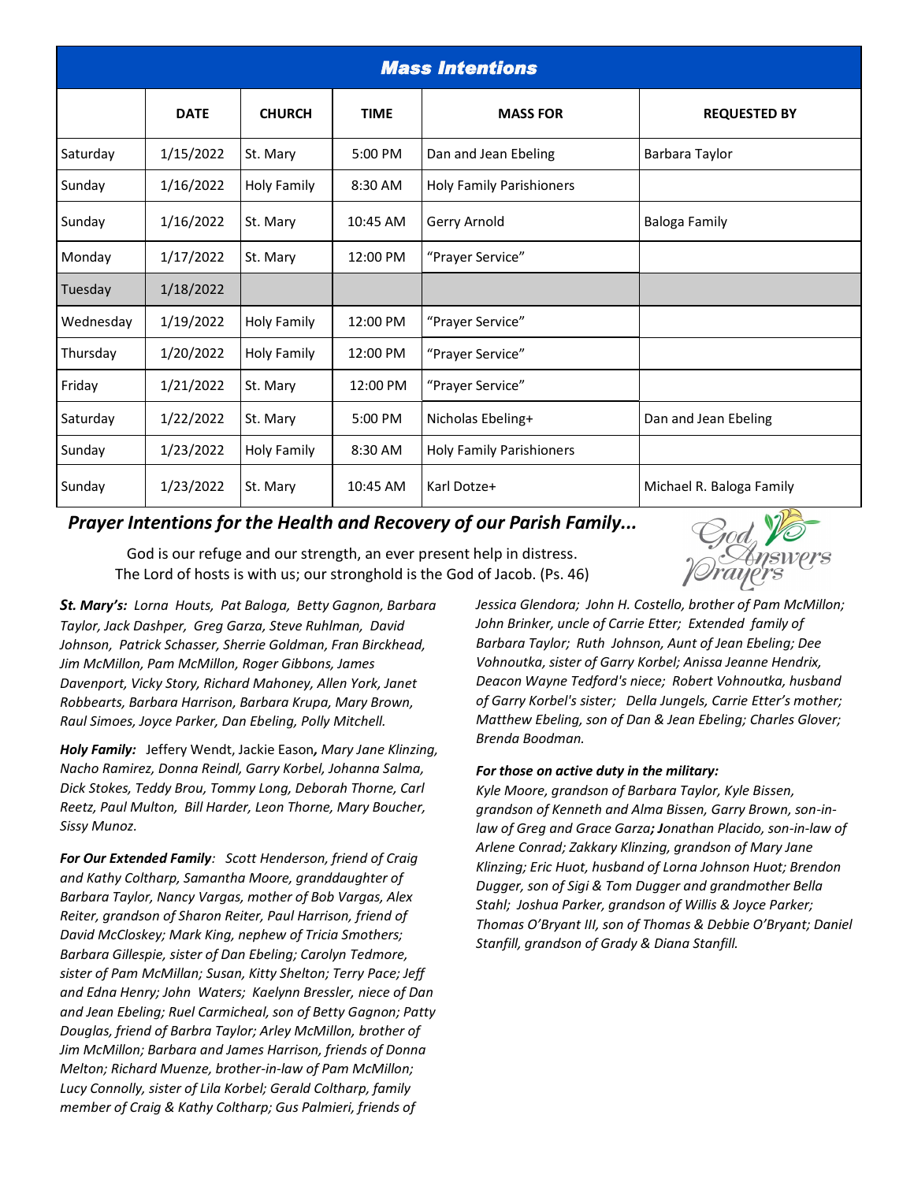## *Mass Intentions*

| | DATE | CHURCH | TIME | MASS FOR | REQUESTED BY |
|---|---|---|---|---|---|
| Saturday | 1/15/2022 | St. Mary | 5:00 PM | Dan and Jean Ebeling | Barbara Taylor |
| Sunday | 1/16/2022 | Holy Family | 8:30 AM | Holy Family Parishioners | |
| Sunday | 1/16/2022 | St. Mary | 10:45 AM | Gerry Arnold | Baloga Family |
| Monday | 1/17/2022 | St. Mary | 12:00 PM | "Prayer Service" | |
| Tuesday | 1/18/2022 | | | | |
| Wednesday | 1/19/2022 | Holy Family | 12:00 PM | "Prayer Service" | |
| Thursday | 1/20/2022 | Holy Family | 12:00 PM | "Prayer Service" | |
| Friday | 1/21/2022 | St. Mary | 12:00 PM | "Prayer Service" | |
| Saturday | 1/22/2022 | St. Mary | 5:00 PM | Nicholas Ebeling+ | Dan and Jean Ebeling |
| Sunday | 1/23/2022 | Holy Family | 8:30 AM | Holy Family Parishioners | |
| Sunday | 1/23/2022 | St. Mary | 10:45 AM | Karl Dotze+ | Michael R. Baloga Family |

### *Prayer Intentions for the Health and Recovery of our Parish Family...*

God is our refuge and our strength, an ever present help in distress.
The Lord of hosts is with us; our stronghold is the God of Jacob. (Ps. 46)

God Answers Prayers

***St. Mary's:*** *Lorna Houts, Pat Baloga, Betty Gagnon, Barbara Taylor, Jack Dashper, Greg Garza, Steve Ruhlman, David Johnson, Patrick Schasser, Sherrie Goldman, Fran Birckhead, Jim McMillon, Pam McMillon, Roger Gibbons, James Davenport, Vicky Story, Richard Mahoney, Allen York, Janet Robbearts, Barbara Harrison, Barbara Krupa, Mary Brown, Raul Simoes, Joyce Parker, Dan Ebeling, Polly Mitchell.*

***Holy Family:*** Jeffery Wendt, Jackie Eason***,*** *Mary Jane Klinzing, Nacho Ramirez, Donna Reindl, Garry Korbel, Johanna Salma, Dick Stokes, Teddy Brou, Tommy Long, Deborah Thorne, Carl Reetz, Paul Multon, Bill Harder, Leon Thorne, Mary Boucher, Sissy Munoz.*

***For Our Extended Family****: Scott Henderson, friend of Craig and Kathy Coltharp, Samantha Moore, granddaughter of Barbara Taylor, Nancy Vargas, mother of Bob Vargas, Alex Reiter, grandson of Sharon Reiter, Paul Harrison, friend of David McCloskey; Mark King, nephew of Tricia Smothers; Barbara Gillespie, sister of Dan Ebeling; Carolyn Tedmore, sister of Pam McMillan; Susan, Kitty Shelton; Terry Pace; Jeff and Edna Henry; John Waters; Kaelynn Bressler, niece of Dan and Jean Ebeling; Ruel Carmicheal, son of Betty Gagnon; Patty Douglas, friend of Barbra Taylor; Arley McMillon, brother of Jim McMillon; Barbara and James Harrison, friends of Donna Melton; Richard Muenze, brother-in-law of Pam McMillon; Lucy Connolly, sister of Lila Korbel; Gerald Coltharp, family member of Craig & Kathy Coltharp; Gus Palmieri, friends of Jessica Glendora; John H. Costello, brother of Pam McMillon; John Brinker, uncle of Carrie Etter; Extended family of Barbara Taylor; Ruth Johnson, Aunt of Jean Ebeling; Dee Vohnoutka, sister of Garry Korbel; Anissa Jeanne Hendrix, Deacon Wayne Tedford's niece; Robert Vohnoutka, husband of Garry Korbel's sister; Della Jungels, Carrie Etter's mother; Matthew Ebeling, son of Dan & Jean Ebeling; Charles Glover; Brenda Boodman.*

***For those on active duty in the military:***
*Kyle Moore, grandson of Barbara Taylor, Kyle Bissen, grandson of Kenneth and Alma Bissen, Garry Brown, son-in-law of Greg and Grace Garza**; J**onathan Placido, son-in-law of Arlene Conrad; Zakkary Klinzing, grandson of Mary Jane Klinzing; Eric Huot, husband of Lorna Johnson Huot; Brendon Dugger, son of Sigi & Tom Dugger and grandmother Bella Stahl; Joshua Parker, grandson of Willis & Joyce Parker; Thomas O'Bryant III, son of Thomas & Debbie O'Bryant; Daniel Stanfill, grandson of Grady & Diana Stanfill.*